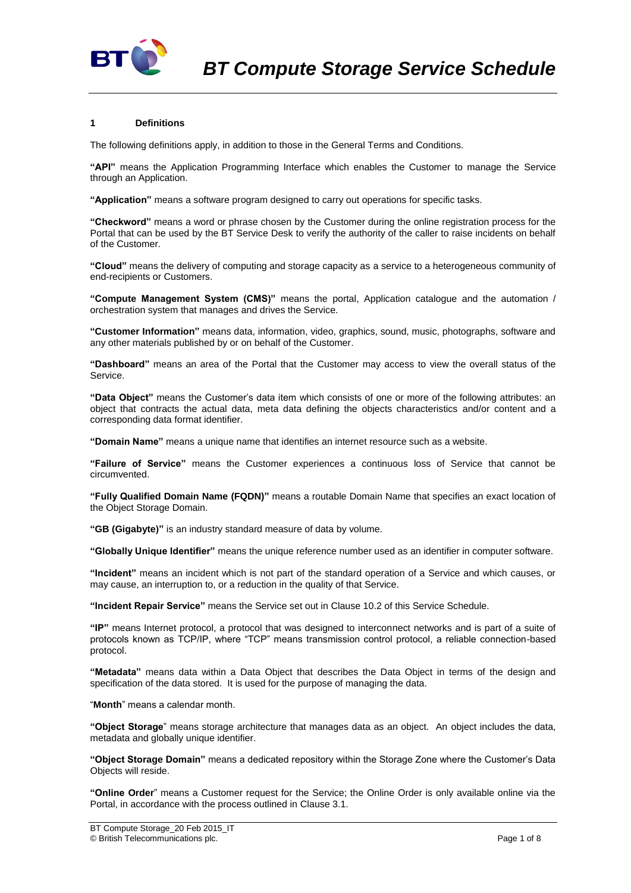# BT Compute Storage Service Schedule

## 1 Definitions

The following definitions apply, in addition to those in the General Terms and Conditions.

**"API"** means the Application Programming Interface which enables the Customer to manage the Service through an Application.

**"Application"** means a software program designed to carry out operations for specific tasks.

**"Checkword"** means a word or phrase chosen by the Customer during the online registration process for the Portal that can be used by the BT Service Desk to verify the authority of the caller to raise incidents on behalf of the Customer.

**"Cloud"** means the delivery of computing and storage capacity as a service to a heterogeneous community of end-recipients or Customers.

**"Compute Management System (CMS)"** means the portal, Application catalogue and the automation / orchestration system that manages and drives the Service.

**"Customer Information"** means data, information, video, graphics, sound, music, photographs, software and any other materials published by or on behalf of the Customer.

**"Dashboard"** means an area of the Portal that the Customer may access to view the overall status of the Service.

**"Data Object"** means the Customer's data item which consists of one or more of the following attributes: an object that contracts the actual data, meta data defining the objects characteristics and/or content and a corresponding data format identifier.

**"Domain Name"** means a unique name that identifies an internet resource such as a website.

**"Failure of Service"** means the Customer experiences a continuous loss of Service that cannot be circumvented.

**"Fully Qualified Domain Name (FQDN)"** means a routable Domain Name that specifies an exact location of the Object Storage Domain.

**"GB (Gigabyte)"** is an industry standard measure of data by volume.

**"Globally Unique Identifier"** means the unique reference number used as an identifier in computer software.

**"Incident"** means an incident which is not part of the standard operation of a Service and which causes, or may cause, an interruption to, or a reduction in the quality of that Service.

**"Incident Repair Service"** means the Service set out in Clause 10.2 of this Service Schedule.

**"IP"** means Internet protocol, a protocol that was designed to interconnect networks and is part of a suite of protocols known as TCP/IP, where "TCP" means transmission control protocol, a reliable connection-based protocol.

**"Metadata"** means data within a Data Object that describes the Data Object in terms of the design and specification of the data stored. It is used for the purpose of managing the data.

"**Month**" means a calendar month.

**"Object Storage**" means storage architecture that manages data as an object. An object includes the data, metadata and globally unique identifier.

**"Object Storage Domain"** means a dedicated repository within the Storage Zone where the Customer's Data Objects will reside.

**"Online Order**" means a Customer request for the Service; the Online Order is only available online via the Portal, in accordance with the process outlined in Clause 3.1.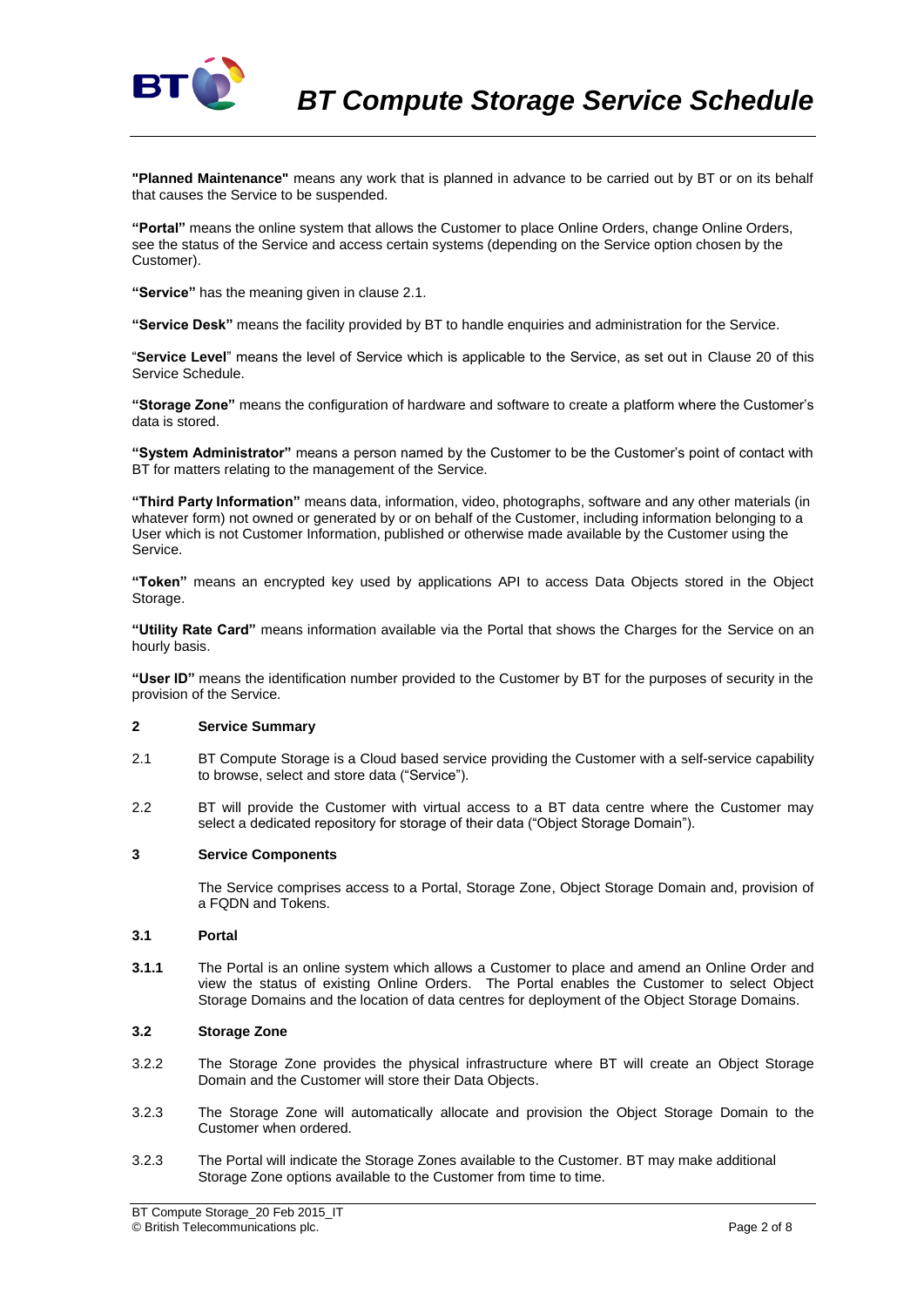**"Planned Maintenance"** means any work that is planned in advance to be carried out by BT or on its behalf that causes the Service to be suspended.

**"Portal"** means the online system that allows the Customer to place Online Orders, change Online Orders, see the status of the Service and access certain systems (depending on the Service option chosen by the Customer).

**"Service"** has the meaning given in clause 2.1.

**"Service Desk"** means the facility provided by BT to handle enquiries and administration for the Service.

"**Service Level**" means the level of Service which is applicable to the Service, as set out in Clause 20 of this Service Schedule.

**"Storage Zone"** means the configuration of hardware and software to create a platform where the Customer's data is stored.

**"System Administrator"** means a person named by the Customer to be the Customer's point of contact with BT for matters relating to the management of the Service.

**"Third Party Information"** means data, information, video, photographs, software and any other materials (in whatever form) not owned or generated by or on behalf of the Customer, including information belonging to a User which is not Customer Information, published or otherwise made available by the Customer using the Service.

**"Token"** means an encrypted key used by applications API to access Data Objects stored in the Object Storage.

**"Utility Rate Card"** means information available via the Portal that shows the Charges for the Service on an hourly basis.

**"User ID"** means the identification number provided to the Customer by BT for the purposes of security in the provision of the Service.

## 2 Service Summary

2.1 BT Compute Storage is a Cloud based service providing the Customer with a self-service capability to browse, select and store data ("Service").

2.2 BT will provide the Customer with virtual access to a BT data centre where the Customer may select a dedicated repository for storage of their data ("Object Storage Domain").

## 3 Service Components

The Service comprises access to a Portal, Storage Zone, Object Storage Domain and, provision of a FQDN and Tokens.

### 3.1 Portal

**3.1.1** The Portal is an online system which allows a Customer to place and amend an Online Order and view the status of existing Online Orders. The Portal enables the Customer to select Object Storage Domains and the location of data centres for deployment of the Object Storage Domains.

### 3.2 Storage Zone

3.2.2 The Storage Zone provides the physical infrastructure where BT will create an Object Storage Domain and the Customer will store their Data Objects.

3.2.3 The Storage Zone will automatically allocate and provision the Object Storage Domain to the Customer when ordered.

3.2.3 The Portal will indicate the Storage Zones available to the Customer. BT may make additional Storage Zone options available to the Customer from time to time.

BT Compute Storage_20 Feb 2015_IT
© British Telecommunications plc.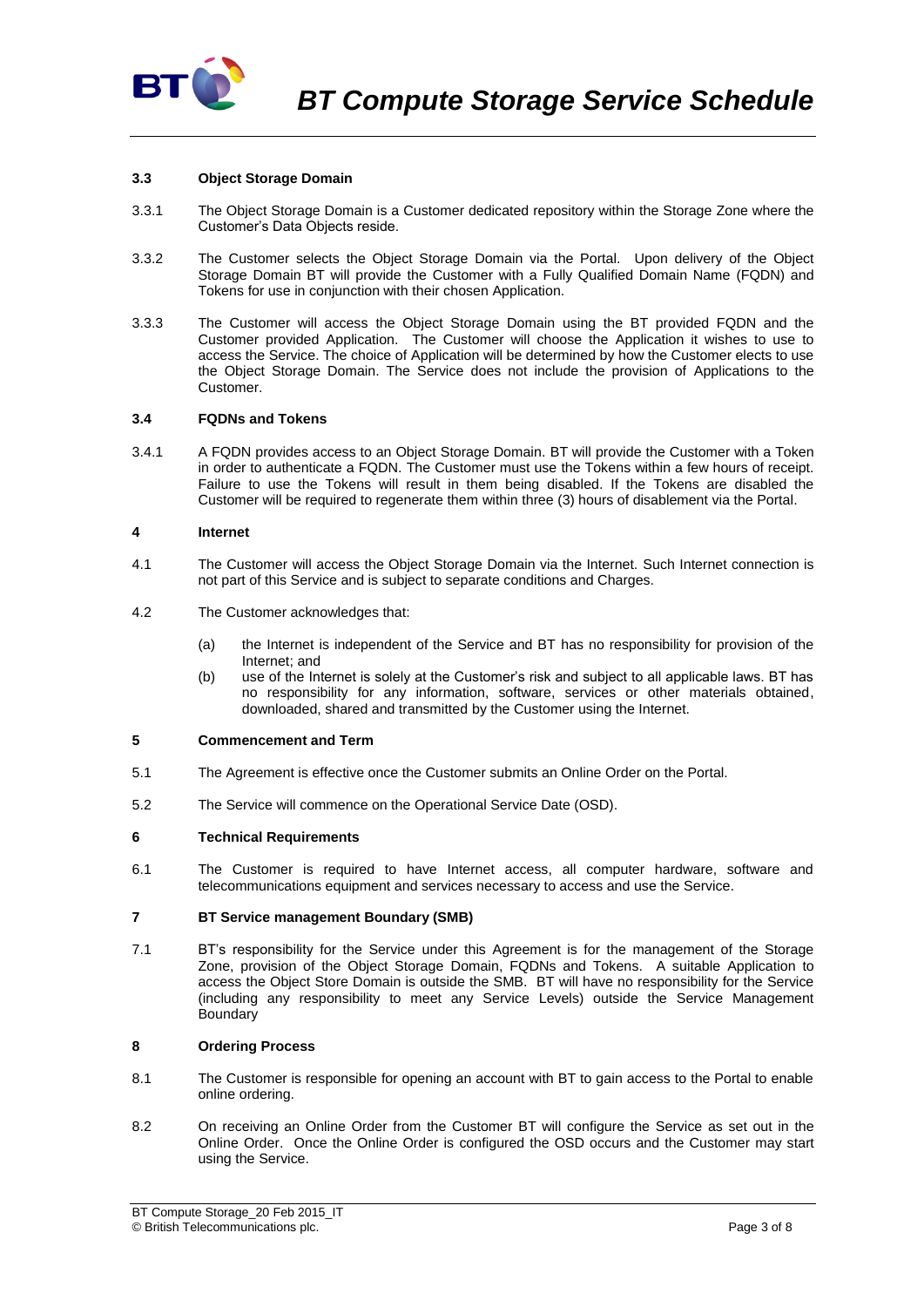### 3.3 Object Storage Domain

3.3.1 The Object Storage Domain is a Customer dedicated repository within the Storage Zone where the Customer's Data Objects reside.

3.3.2 The Customer selects the Object Storage Domain via the Portal. Upon delivery of the Object Storage Domain BT will provide the Customer with a Fully Qualified Domain Name (FQDN) and Tokens for use in conjunction with their chosen Application.

3.3.3 The Customer will access the Object Storage Domain using the BT provided FQDN and the Customer provided Application. The Customer will choose the Application it wishes to use to access the Service. The choice of Application will be determined by how the Customer elects to use the Object Storage Domain. The Service does not include the provision of Applications to the Customer.

### 3.4 FQDNs and Tokens

3.4.1 A FQDN provides access to an Object Storage Domain. BT will provide the Customer with a Token in order to authenticate a FQDN. The Customer must use the Tokens within a few hours of receipt. Failure to use the Tokens will result in them being disabled. If the Tokens are disabled the Customer will be required to regenerate them within three (3) hours of disablement via the Portal.

## 4 Internet

4.1 The Customer will access the Object Storage Domain via the Internet. Such Internet connection is not part of this Service and is subject to separate conditions and Charges.

4.2 The Customer acknowledges that:

(a) the Internet is independent of the Service and BT has no responsibility for provision of the Internet; and

(b) use of the Internet is solely at the Customer's risk and subject to all applicable laws. BT has no responsibility for any information, software, services or other materials obtained, downloaded, shared and transmitted by the Customer using the Internet.

## 5 Commencement and Term

5.1 The Agreement is effective once the Customer submits an Online Order on the Portal.

5.2 The Service will commence on the Operational Service Date (OSD).

## 6 Technical Requirements

6.1 The Customer is required to have Internet access, all computer hardware, software and telecommunications equipment and services necessary to access and use the Service.

## 7 BT Service management Boundary (SMB)

7.1 BT's responsibility for the Service under this Agreement is for the management of the Storage Zone, provision of the Object Storage Domain, FQDNs and Tokens. A suitable Application to access the Object Store Domain is outside the SMB. BT will have no responsibility for the Service (including any responsibility to meet any Service Levels) outside the Service Management Boundary

## 8 Ordering Process

8.1 The Customer is responsible for opening an account with BT to gain access to the Portal to enable online ordering.

8.2 On receiving an Online Order from the Customer BT will configure the Service as set out in the Online Order. Once the Online Order is configured the OSD occurs and the Customer may start using the Service.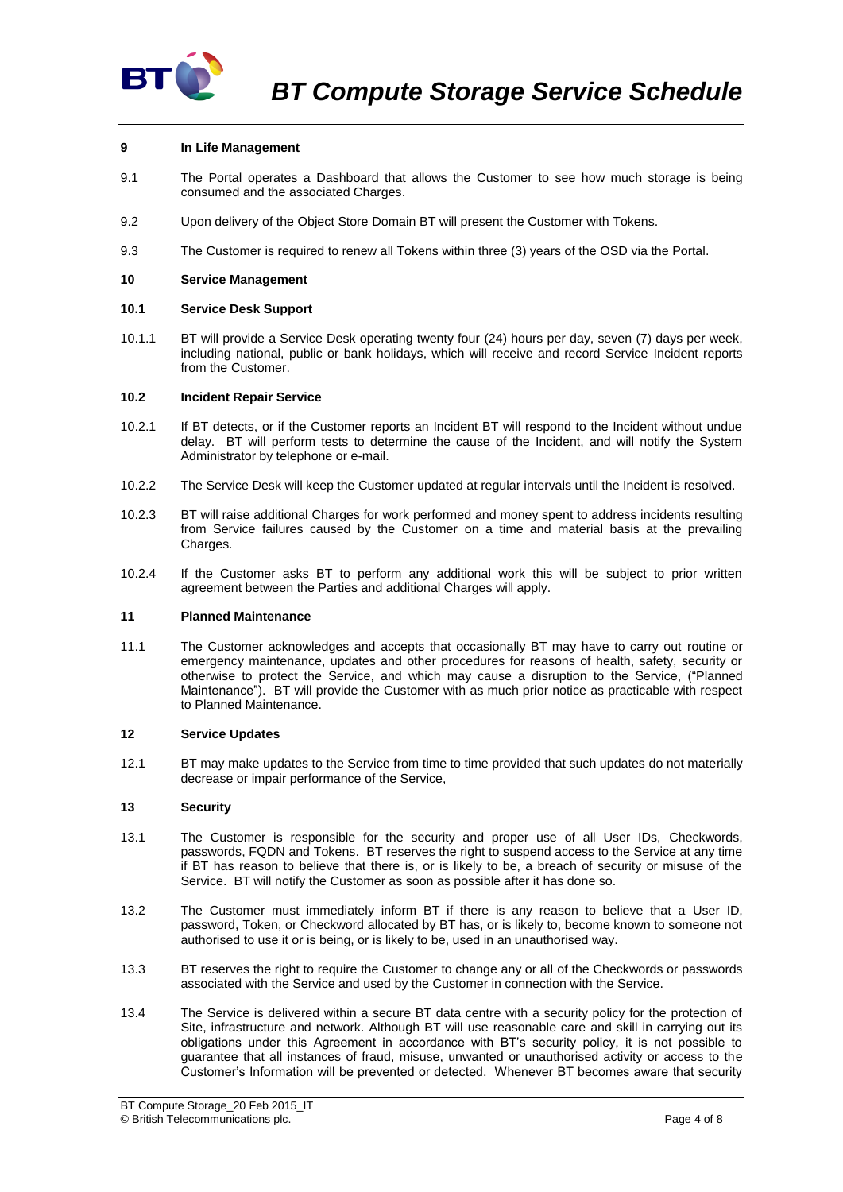## 9 In Life Management

9.1 The Portal operates a Dashboard that allows the Customer to see how much storage is being consumed and the associated Charges.

9.2 Upon delivery of the Object Store Domain BT will present the Customer with Tokens.

9.3 The Customer is required to renew all Tokens within three (3) years of the OSD via the Portal.

## 10 Service Management

### 10.1 Service Desk Support

10.1.1 BT will provide a Service Desk operating twenty four (24) hours per day, seven (7) days per week, including national, public or bank holidays, which will receive and record Service Incident reports from the Customer.

### 10.2 Incident Repair Service

10.2.1 If BT detects, or if the Customer reports an Incident BT will respond to the Incident without undue delay. BT will perform tests to determine the cause of the Incident, and will notify the System Administrator by telephone or e-mail.

10.2.2 The Service Desk will keep the Customer updated at regular intervals until the Incident is resolved.

10.2.3 BT will raise additional Charges for work performed and money spent to address incidents resulting from Service failures caused by the Customer on a time and material basis at the prevailing Charges.

10.2.4 If the Customer asks BT to perform any additional work this will be subject to prior written agreement between the Parties and additional Charges will apply.

## 11 Planned Maintenance

11.1 The Customer acknowledges and accepts that occasionally BT may have to carry out routine or emergency maintenance, updates and other procedures for reasons of health, safety, security or otherwise to protect the Service, and which may cause a disruption to the Service, ("Planned Maintenance"). BT will provide the Customer with as much prior notice as practicable with respect to Planned Maintenance.

## 12 Service Updates

12.1 BT may make updates to the Service from time to time provided that such updates do not materially decrease or impair performance of the Service,

## 13 Security

13.1 The Customer is responsible for the security and proper use of all User IDs, Checkwords, passwords, FQDN and Tokens. BT reserves the right to suspend access to the Service at any time if BT has reason to believe that there is, or is likely to be, a breach of security or misuse of the Service. BT will notify the Customer as soon as possible after it has done so.

13.2 The Customer must immediately inform BT if there is any reason to believe that a User ID, password, Token, or Checkword allocated by BT has, or is likely to, become known to someone not authorised to use it or is being, or is likely to be, used in an unauthorised way.

13.3 BT reserves the right to require the Customer to change any or all of the Checkwords or passwords associated with the Service and used by the Customer in connection with the Service.

13.4 The Service is delivered within a secure BT data centre with a security policy for the protection of Site, infrastructure and network. Although BT will use reasonable care and skill in carrying out its obligations under this Agreement in accordance with BT's security policy, it is not possible to guarantee that all instances of fraud, misuse, unwanted or unauthorised activity or access to the Customer's Information will be prevented or detected. Whenever BT becomes aware that security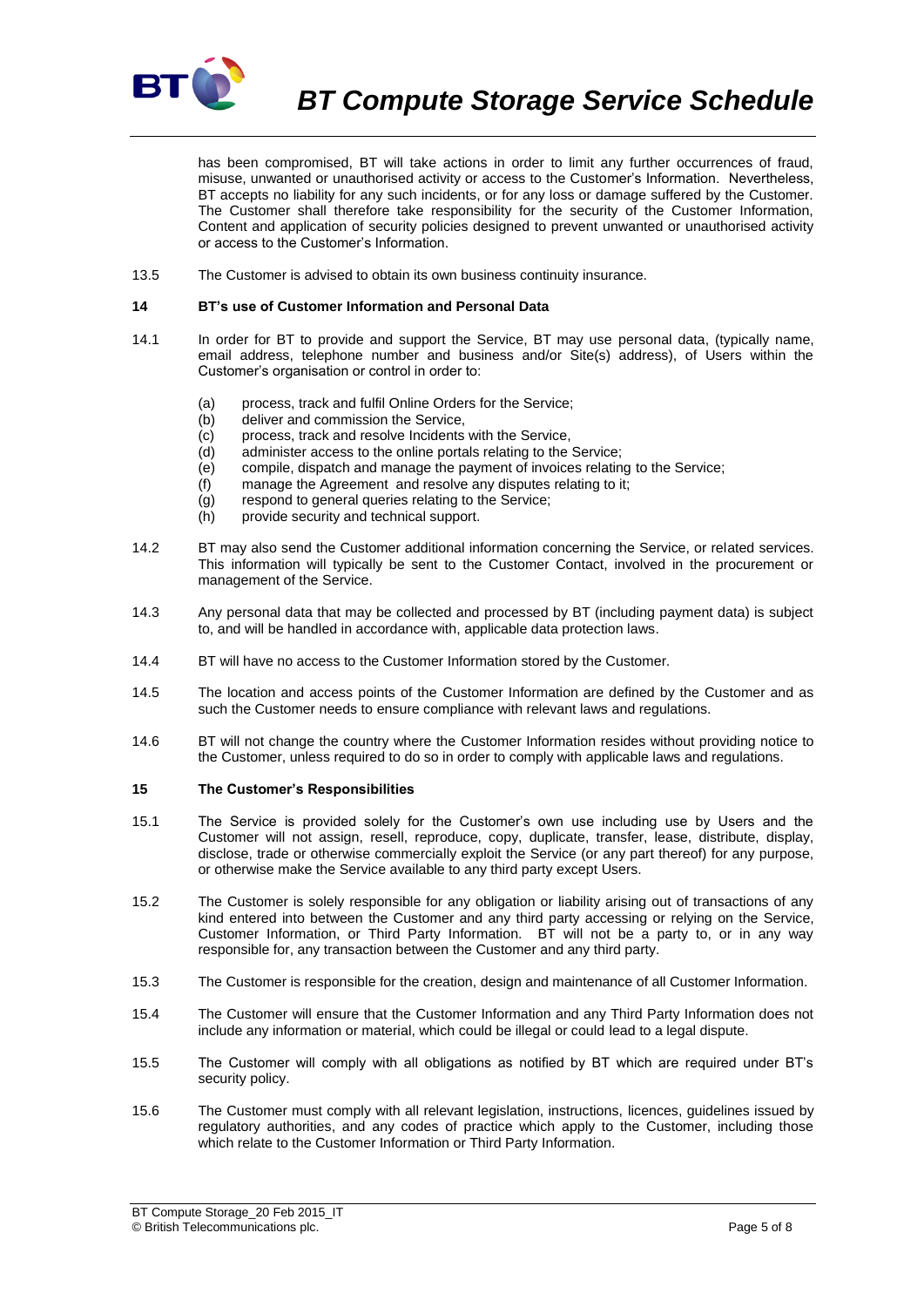has been compromised, BT will take actions in order to limit any further occurrences of fraud, misuse, unwanted or unauthorised activity or access to the Customer's Information. Nevertheless, BT accepts no liability for any such incidents, or for any loss or damage suffered by the Customer. The Customer shall therefore take responsibility for the security of the Customer Information, Content and application of security policies designed to prevent unwanted or unauthorised activity or access to the Customer's Information.

13.5 The Customer is advised to obtain its own business continuity insurance.

### 14 BT's use of Customer Information and Personal Data

14.1 In order for BT to provide and support the Service, BT may use personal data, (typically name, email address, telephone number and business and/or Site(s) address), of Users within the Customer's organisation or control in order to:

(a) process, track and fulfil Online Orders for the Service;
(b) deliver and commission the Service,
(c) process, track and resolve Incidents with the Service,
(d) administer access to the online portals relating to the Service;
(e) compile, dispatch and manage the payment of invoices relating to the Service;
(f) manage the Agreement and resolve any disputes relating to it;
(g) respond to general queries relating to the Service;
(h) provide security and technical support.

14.2 BT may also send the Customer additional information concerning the Service, or related services. This information will typically be sent to the Customer Contact, involved in the procurement or management of the Service.

14.3 Any personal data that may be collected and processed by BT (including payment data) is subject to, and will be handled in accordance with, applicable data protection laws.

14.4 BT will have no access to the Customer Information stored by the Customer.

14.5 The location and access points of the Customer Information are defined by the Customer and as such the Customer needs to ensure compliance with relevant laws and regulations.

14.6 BT will not change the country where the Customer Information resides without providing notice to the Customer, unless required to do so in order to comply with applicable laws and regulations.

### 15 The Customer's Responsibilities

15.1 The Service is provided solely for the Customer's own use including use by Users and the Customer will not assign, resell, reproduce, copy, duplicate, transfer, lease, distribute, display, disclose, trade or otherwise commercially exploit the Service (or any part thereof) for any purpose, or otherwise make the Service available to any third party except Users.

15.2 The Customer is solely responsible for any obligation or liability arising out of transactions of any kind entered into between the Customer and any third party accessing or relying on the Service, Customer Information, or Third Party Information. BT will not be a party to, or in any way responsible for, any transaction between the Customer and any third party.

15.3 The Customer is responsible for the creation, design and maintenance of all Customer Information.

15.4 The Customer will ensure that the Customer Information and any Third Party Information does not include any information or material, which could be illegal or could lead to a legal dispute.

15.5 The Customer will comply with all obligations as notified by BT which are required under BT's security policy.

15.6 The Customer must comply with all relevant legislation, instructions, licences, guidelines issued by regulatory authorities, and any codes of practice which apply to the Customer, including those which relate to the Customer Information or Third Party Information.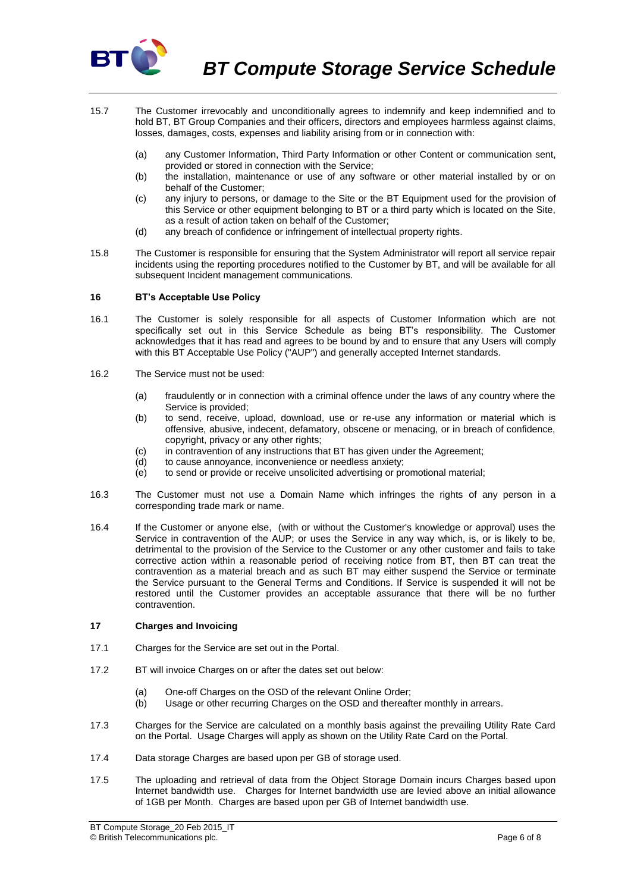15.7 The Customer irrevocably and unconditionally agrees to indemnify and keep indemnified and to hold BT, BT Group Companies and their officers, directors and employees harmless against claims, losses, damages, costs, expenses and liability arising from or in connection with:

(a) any Customer Information, Third Party Information or other Content or communication sent, provided or stored in connection with the Service;

(b) the installation, maintenance or use of any software or other material installed by or on behalf of the Customer;

(c) any injury to persons, or damage to the Site or the BT Equipment used for the provision of this Service or other equipment belonging to BT or a third party which is located on the Site, as a result of action taken on behalf of the Customer;

(d) any breach of confidence or infringement of intellectual property rights.

15.8 The Customer is responsible for ensuring that the System Administrator will report all service repair incidents using the reporting procedures notified to the Customer by BT, and will be available for all subsequent Incident management communications.

## 16 BT's Acceptable Use Policy

16.1 The Customer is solely responsible for all aspects of Customer Information which are not specifically set out in this Service Schedule as being BT's responsibility. The Customer acknowledges that it has read and agrees to be bound by and to ensure that any Users will comply with this BT Acceptable Use Policy ("AUP") and generally accepted Internet standards.

16.2 The Service must not be used:

(a) fraudulently or in connection with a criminal offence under the laws of any country where the Service is provided;

(b) to send, receive, upload, download, use or re-use any information or material which is offensive, abusive, indecent, defamatory, obscene or menacing, or in breach of confidence, copyright, privacy or any other rights;

(c) in contravention of any instructions that BT has given under the Agreement;

(d) to cause annoyance, inconvenience or needless anxiety;

(e) to send or provide or receive unsolicited advertising or promotional material;

16.3 The Customer must not use a Domain Name which infringes the rights of any person in a corresponding trade mark or name.

16.4 If the Customer or anyone else, (with or without the Customer's knowledge or approval) uses the Service in contravention of the AUP; or uses the Service in any way which, is, or is likely to be, detrimental to the provision of the Service to the Customer or any other customer and fails to take corrective action within a reasonable period of receiving notice from BT, then BT can treat the contravention as a material breach and as such BT may either suspend the Service or terminate the Service pursuant to the General Terms and Conditions. If Service is suspended it will not be restored until the Customer provides an acceptable assurance that there will be no further contravention.

## 17 Charges and Invoicing

17.1 Charges for the Service are set out in the Portal.

17.2 BT will invoice Charges on or after the dates set out below:

(a) One-off Charges on the OSD of the relevant Online Order;

(b) Usage or other recurring Charges on the OSD and thereafter monthly in arrears.

17.3 Charges for the Service are calculated on a monthly basis against the prevailing Utility Rate Card on the Portal. Usage Charges will apply as shown on the Utility Rate Card on the Portal.

17.4 Data storage Charges are based upon per GB of storage used.

17.5 The uploading and retrieval of data from the Object Storage Domain incurs Charges based upon Internet bandwidth use. Charges for Internet bandwidth use are levied above an initial allowance of 1GB per Month. Charges are based upon per GB of Internet bandwidth use.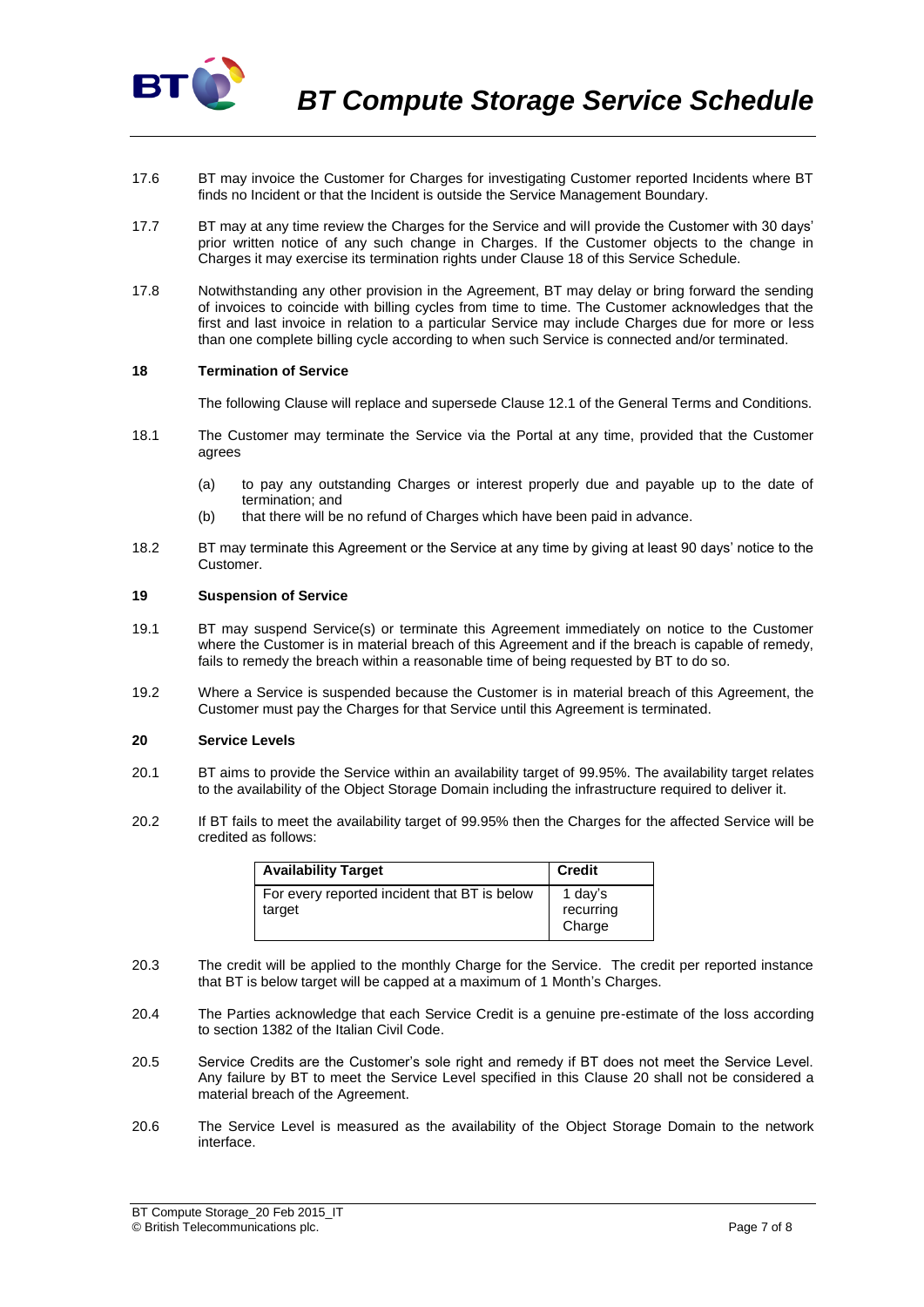17.6 BT may invoice the Customer for Charges for investigating Customer reported Incidents where BT finds no Incident or that the Incident is outside the Service Management Boundary.

17.7 BT may at any time review the Charges for the Service and will provide the Customer with 30 days' prior written notice of any such change in Charges. If the Customer objects to the change in Charges it may exercise its termination rights under Clause 18 of this Service Schedule.

17.8 Notwithstanding any other provision in the Agreement, BT may delay or bring forward the sending of invoices to coincide with billing cycles from time to time. The Customer acknowledges that the first and last invoice in relation to a particular Service may include Charges due for more or less than one complete billing cycle according to when such Service is connected and/or terminated.

## 18 Termination of Service

The following Clause will replace and supersede Clause 12.1 of the General Terms and Conditions.

18.1 The Customer may terminate the Service via the Portal at any time, provided that the Customer agrees

- (a) to pay any outstanding Charges or interest properly due and payable up to the date of termination; and
- (b) that there will be no refund of Charges which have been paid in advance.

18.2 BT may terminate this Agreement or the Service at any time by giving at least 90 days' notice to the Customer.

## 19 Suspension of Service

19.1 BT may suspend Service(s) or terminate this Agreement immediately on notice to the Customer where the Customer is in material breach of this Agreement and if the breach is capable of remedy, fails to remedy the breach within a reasonable time of being requested by BT to do so.

19.2 Where a Service is suspended because the Customer is in material breach of this Agreement, the Customer must pay the Charges for that Service until this Agreement is terminated.

## 20 Service Levels

20.1 BT aims to provide the Service within an availability target of 99.95%. The availability target relates to the availability of the Object Storage Domain including the infrastructure required to deliver it.

20.2 If BT fails to meet the availability target of 99.95% then the Charges for the affected Service will be credited as follows:

| Availability Target | Credit |
|---|---|
| For every reported incident that BT is below target | 1 day's recurring Charge |

20.3 The credit will be applied to the monthly Charge for the Service. The credit per reported instance that BT is below target will be capped at a maximum of 1 Month's Charges.

20.4 The Parties acknowledge that each Service Credit is a genuine pre-estimate of the loss according to section 1382 of the Italian Civil Code.

20.5 Service Credits are the Customer's sole right and remedy if BT does not meet the Service Level. Any failure by BT to meet the Service Level specified in this Clause 20 shall not be considered a material breach of the Agreement.

20.6 The Service Level is measured as the availability of the Object Storage Domain to the network interface.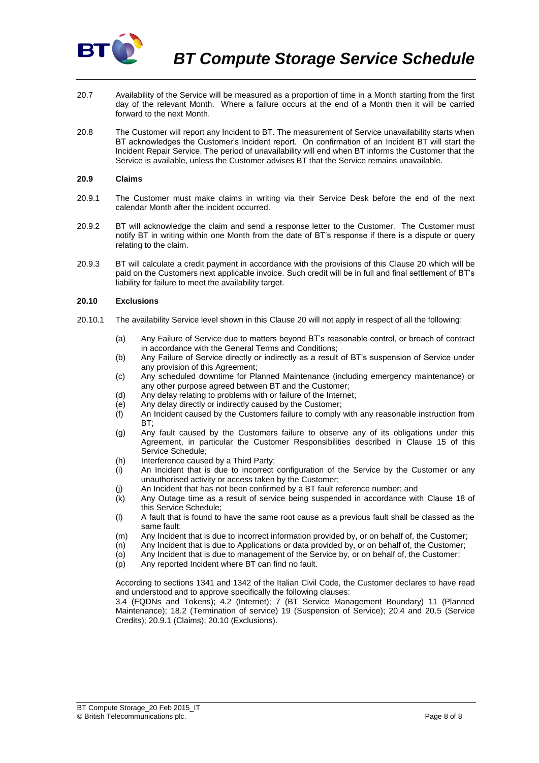20.7 Availability of the Service will be measured as a proportion of time in a Month starting from the first day of the relevant Month. Where a failure occurs at the end of a Month then it will be carried forward to the next Month.

20.8 The Customer will report any Incident to BT. The measurement of Service unavailability starts when BT acknowledges the Customer's Incident report. On confirmation of an Incident BT will start the Incident Repair Service. The period of unavailability will end when BT informs the Customer that the Service is available, unless the Customer advises BT that the Service remains unavailable.

**20.9 Claims**

20.9.1 The Customer must make claims in writing via their Service Desk before the end of the next calendar Month after the incident occurred.

20.9.2 BT will acknowledge the claim and send a response letter to the Customer. The Customer must notify BT in writing within one Month from the date of BT's response if there is a dispute or query relating to the claim.

20.9.3 BT will calculate a credit payment in accordance with the provisions of this Clause 20 which will be paid on the Customers next applicable invoice. Such credit will be in full and final settlement of BT's liability for failure to meet the availability target.

**20.10 Exclusions**

20.10.1 The availability Service level shown in this Clause 20 will not apply in respect of all the following:

(a) Any Failure of Service due to matters beyond BT's reasonable control, or breach of contract in accordance with the General Terms and Conditions;
(b) Any Failure of Service directly or indirectly as a result of BT's suspension of Service under any provision of this Agreement;
(c) Any scheduled downtime for Planned Maintenance (including emergency maintenance) or any other purpose agreed between BT and the Customer;
(d) Any delay relating to problems with or failure of the Internet;
(e) Any delay directly or indirectly caused by the Customer;
(f) An Incident caused by the Customers failure to comply with any reasonable instruction from BT;
(g) Any fault caused by the Customers failure to observe any of its obligations under this Agreement, in particular the Customer Responsibilities described in Clause 15 of this Service Schedule;
(h) Interference caused by a Third Party;
(i) An Incident that is due to incorrect configuration of the Service by the Customer or any unauthorised activity or access taken by the Customer;
(j) An Incident that has not been confirmed by a BT fault reference number; and
(k) Any Outage time as a result of service being suspended in accordance with Clause 18 of this Service Schedule;
(l) A fault that is found to have the same root cause as a previous fault shall be classed as the same fault;
(m) Any Incident that is due to incorrect information provided by, or on behalf of, the Customer;
(n) Any Incident that is due to Applications or data provided by, or on behalf of, the Customer;
(o) Any Incident that is due to management of the Service by, or on behalf of, the Customer;
(p) Any reported Incident where BT can find no fault.

According to sections 1341 and 1342 of the Italian Civil Code, the Customer declares to have read and understood and to approve specifically the following clauses:
3.4 (FQDNs and Tokens); 4.2 (Internet); 7 (BT Service Management Boundary) 11 (Planned Maintenance); 18.2 (Termination of service) 19 (Suspension of Service); 20.4 and 20.5 (Service Credits); 20.9.1 (Claims); 20.10 (Exclusions).